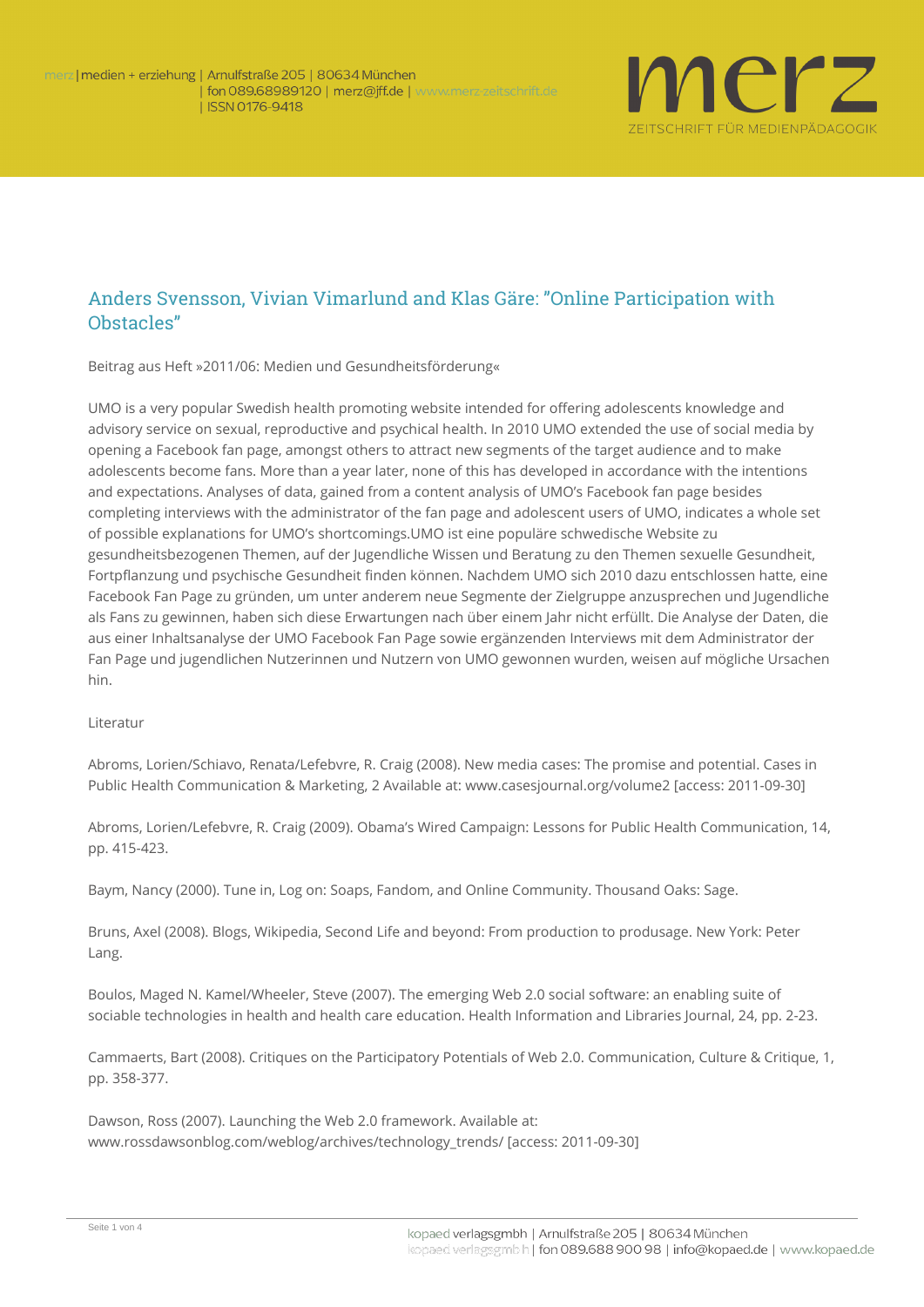# Anders Svensson, Vivian Vimarlund and Klas Gäre: "Online Participation with Obstacles"

Beitrag aus Heft »2011/06: Medien und Gesundheitsförderung«

UMO is a very popular Swedish health promoting website intended for offering adolescents knowledge and advisory service on sexual, reproductive and psychical health. In 2010 UMO extended the use of social media by opening a Facebook fan page, amongst others to attract new segments of the target audience and to make adolescents become fans. More than a year later, none of this has developed in accordance with the intentions and expectations. Analyses of data, gained from a content analysis of UMO's Facebook fan page besides completing interviews with the administrator of the fan page and adolescent users of UMO, indicates a whole set of possible explanations for UMO's shortcomings.UMO ist eine populäre schwedische Website zu gesundheitsbezogenen Themen, auf der Jugendliche Wissen und Beratung zu den Themen sexuelle Gesundheit, Fortpflanzung und psychische Gesundheit finden können. Nachdem UMO sich 2010 dazu entschlossen hatte, eine Facebook Fan Page zu gründen, um unter anderem neue Segmente der Zielgruppe anzusprechen und Jugendliche als Fans zu gewinnen, haben sich diese Erwartungen nach über einem Jahr nicht erfüllt. Die Analyse der Daten, die aus einer Inhaltsanalyse der UMO Facebook Fan Page sowie ergänzenden Interviews mit dem Administrator der Fan Page und jugendlichen Nutzerinnen und Nutzern von UMO gewonnen wurden, weisen auf mögliche Ursachen hin.

Literatur

Abroms, Lorien/Schiavo, Renata/Lefebvre, R. Craig (2008). New media cases: The promise and potential. Cases in Public Health Communication & Marketing, 2 Available at: www.casesjournal.org/volume2 [access: 2011-09-30]

Abroms, Lorien/Lefebvre, R. Craig (2009). Obama's Wired Campaign: Lessons for Public Health Communication, 14, pp. 415-423.

Baym, Nancy (2000). Tune in, Log on: Soaps, Fandom, and Online Community. Thousand Oaks: Sage.

Bruns, Axel (2008). Blogs, Wikipedia, Second Life and beyond: From production to produsage. New York: Peter Lang.

Boulos, Maged N. Kamel/Wheeler, Steve (2007). The emerging Web 2.0 social software: an enabling suite of sociable technologies in health and health care education. Health Information and Libraries Journal, 24, pp. 2-23.

Cammaerts, Bart (2008). Critiques on the Participatory Potentials of Web 2.0. Communication, Culture & Critique, 1, pp. 358-377.

Dawson, Ross (2007). Launching the Web 2.0 framework. Available at: www.rossdawsonblog.com/weblog/archives/technology_trends/ [access: 2011-09-30]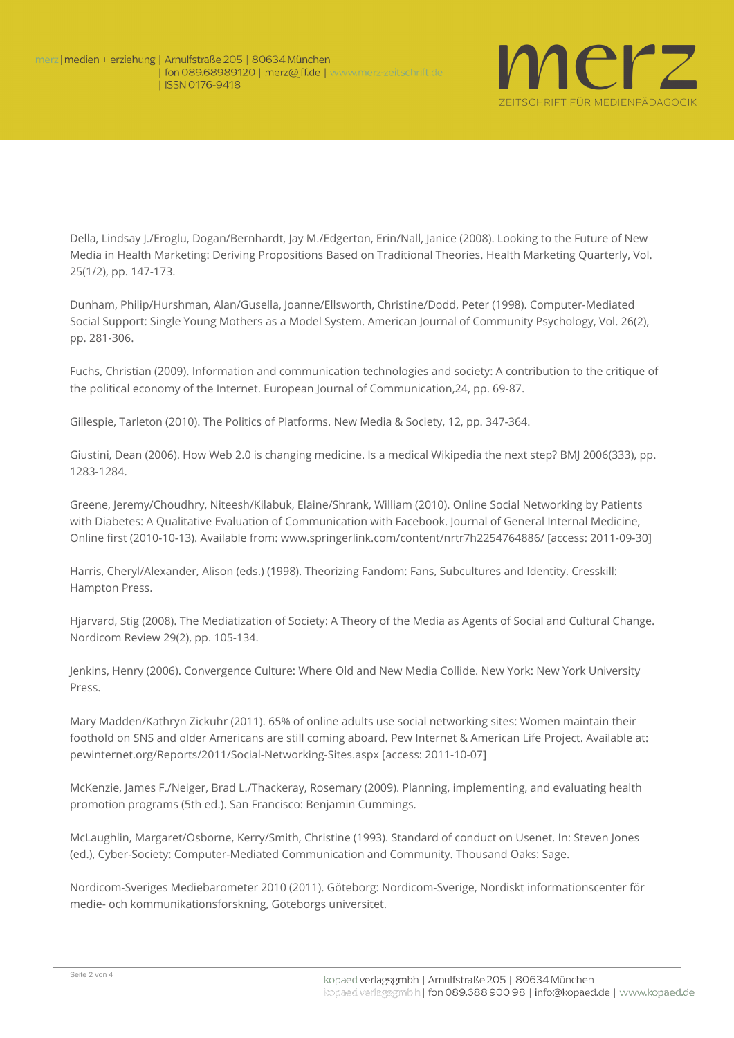Della, Lindsay J./Eroglu, Dogan/Bernhardt, Jay M./Edgerton, Erin/Nall, Janice (2008). Looking to the Future of New Media in Health Marketing: Deriving Propositions Based on Traditional Theories. Health Marketing Quarterly, Vol. 25(1/2), pp. 147-173.

Dunham, Philip/Hurshman, Alan/Gusella, Joanne/Ellsworth, Christine/Dodd, Peter (1998). Computer-Mediated Social Support: Single Young Mothers as a Model System. American Journal of Community Psychology, Vol. 26(2), pp. 281-306.

Fuchs, Christian (2009). Information and communication technologies and society: A contribution to the critique of the political economy of the Internet. European Journal of Communication,24, pp. 69-87.

Gillespie, Tarleton (2010). The Politics of Platforms. New Media & Society, 12, pp. 347-364.

Giustini, Dean (2006). How Web 2.0 is changing medicine. Is a medical Wikipedia the next step? BMJ 2006(333), pp. 1283-1284.

Greene, Jeremy/Choudhry, Niteesh/Kilabuk, Elaine/Shrank, William (2010). Online Social Networking by Patients with Diabetes: A Qualitative Evaluation of Communication with Facebook. Journal of General Internal Medicine, Online first (2010-10-13). Available from: www.springerlink.com/content/nrtr7h2254764886/ [access: 2011-09-30]

Harris, Cheryl/Alexander, Alison (eds.) (1998). Theorizing Fandom: Fans, Subcultures and Identity. Cresskill: Hampton Press.

Hjarvard, Stig (2008). The Mediatization of Society: A Theory of the Media as Agents of Social and Cultural Change. Nordicom Review 29(2), pp. 105-134.

Jenkins, Henry (2006). Convergence Culture: Where Old and New Media Collide. New York: New York University Press.

Mary Madden/Kathryn Zickuhr (2011). 65% of online adults use social networking sites: Women maintain their foothold on SNS and older Americans are still coming aboard. Pew Internet & American Life Project. Available at: pewinternet.org/Reports/2011/Social-Networking-Sites.aspx [access: 2011-10-07]

McKenzie, James F./Neiger, Brad L./Thackeray, Rosemary (2009). Planning, implementing, and evaluating health promotion programs (5th ed.). San Francisco: Benjamin Cummings.

McLaughlin, Margaret/Osborne, Kerry/Smith, Christine (1993). Standard of conduct on Usenet. In: Steven Jones (ed.), Cyber-Society: Computer-Mediated Communication and Community. Thousand Oaks: Sage.

Nordicom-Sveriges Mediebarometer 2010 (2011). Göteborg: Nordicom-Sverige, Nordiskt informationscenter för medie- och kommunikationsforskning, Göteborgs universitet.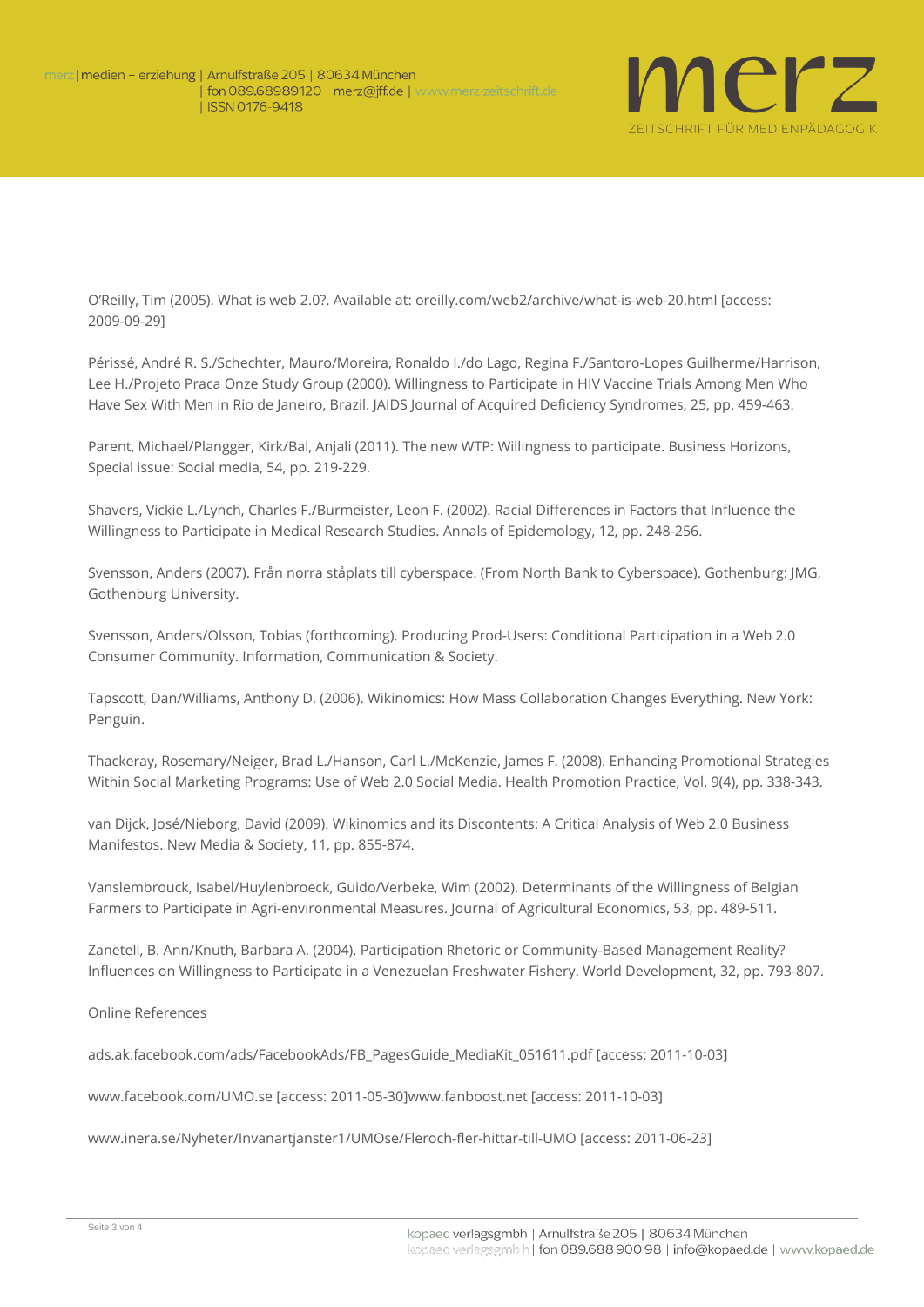O'Reilly, Tim (2005). What is web 2.0?. Available at: oreilly.com/web2/archive/what-is-web-20.html [access: 2009-09-29]

Périssé, André R. S./Schechter, Mauro/Moreira, Ronaldo I./do Lago, Regina F./Santoro-Lopes Guilherme/Harrison, Lee H./Projeto Praca Onze Study Group (2000). Willingness to Participate in HIV Vaccine Trials Among Men Who Have Sex With Men in Rio de Janeiro, Brazil. JAIDS Journal of Acquired Deficiency Syndromes, 25, pp. 459-463.

Parent, Michael/Plangger, Kirk/Bal, Anjali (2011). The new WTP: Willingness to participate. Business Horizons, Special issue: Social media, 54, pp. 219-229.

Shavers, Vickie L./Lynch, Charles F./Burmeister, Leon F. (2002). Racial Differences in Factors that Influence the Willingness to Participate in Medical Research Studies. Annals of Epidemology, 12, pp. 248-256.

Svensson, Anders (2007). Från norra ståplats till cyberspace. (From North Bank to Cyberspace). Gothenburg: JMG, Gothenburg University.

Svensson, Anders/Olsson, Tobias (forthcoming). Producing Prod-Users: Conditional Participation in a Web 2.0 Consumer Community. Information, Communication & Society.

Tapscott, Dan/Williams, Anthony D. (2006). Wikinomics: How Mass Collaboration Changes Everything. New York: Penguin.

Thackeray, Rosemary/Neiger, Brad L./Hanson, Carl L./McKenzie, James F. (2008). Enhancing Promotional Strategies Within Social Marketing Programs: Use of Web 2.0 Social Media. Health Promotion Practice, Vol. 9(4), pp. 338-343.

van Dijck, José/Nieborg, David (2009). Wikinomics and its Discontents: A Critical Analysis of Web 2.0 Business Manifestos. New Media & Society, 11, pp. 855-874.

Vanslembrouck, Isabel/Huylenbroeck, Guido/Verbeke, Wim (2002). Determinants of the Willingness of Belgian Farmers to Participate in Agri-environmental Measures. Journal of Agricultural Economics, 53, pp. 489-511.

Zanetell, B. Ann/Knuth, Barbara A. (2004). Participation Rhetoric or Community-Based Management Reality? Influences on Willingness to Participate in a Venezuelan Freshwater Fishery. World Development, 32, pp. 793-807.

Online References

ads.ak.facebook.com/ads/FacebookAds/FB_PagesGuide_MediaKit_051611.pdf [access: 2011-10-03]

www.facebook.com/UMO.se [access: 2011-05-30]www.fanboost.net [access: 2011-10-03]

www.inera.se/Nyheter/Invanartjanster1/UMOse/Fleroch-fler-hittar-till-UMO [access: 2011-06-23]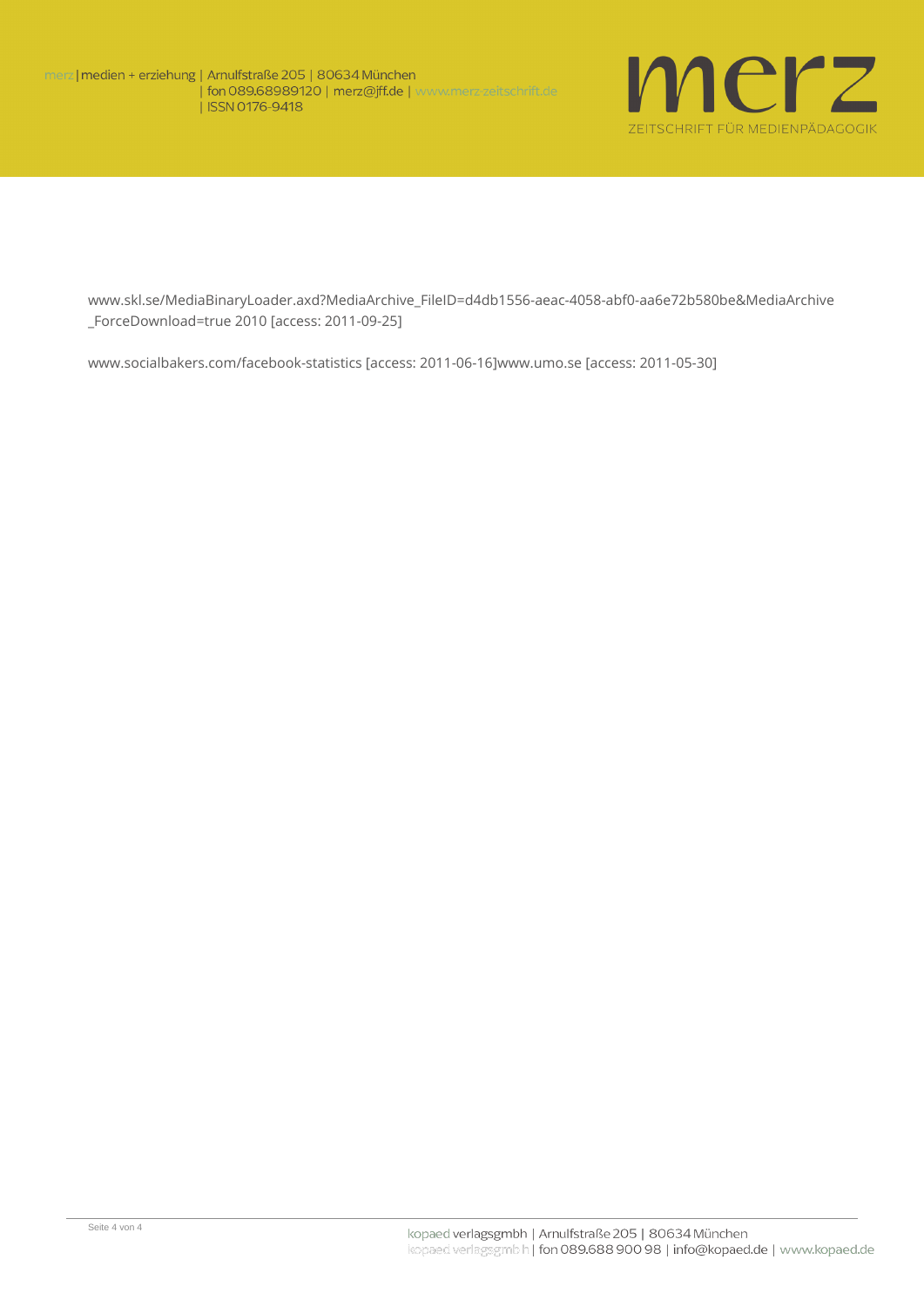www.skl.se/MediaBinaryLoader.axd?MediaArchive_FileID=d4db1556-aeac-4058-abf0-aa6e72b580be&MediaArchive_ForceDownload=true 2010 [access: 2011-09-25]

www.socialbakers.com/facebook-statistics [access: 2011-06-16]www.umo.se [access: 2011-05-30]